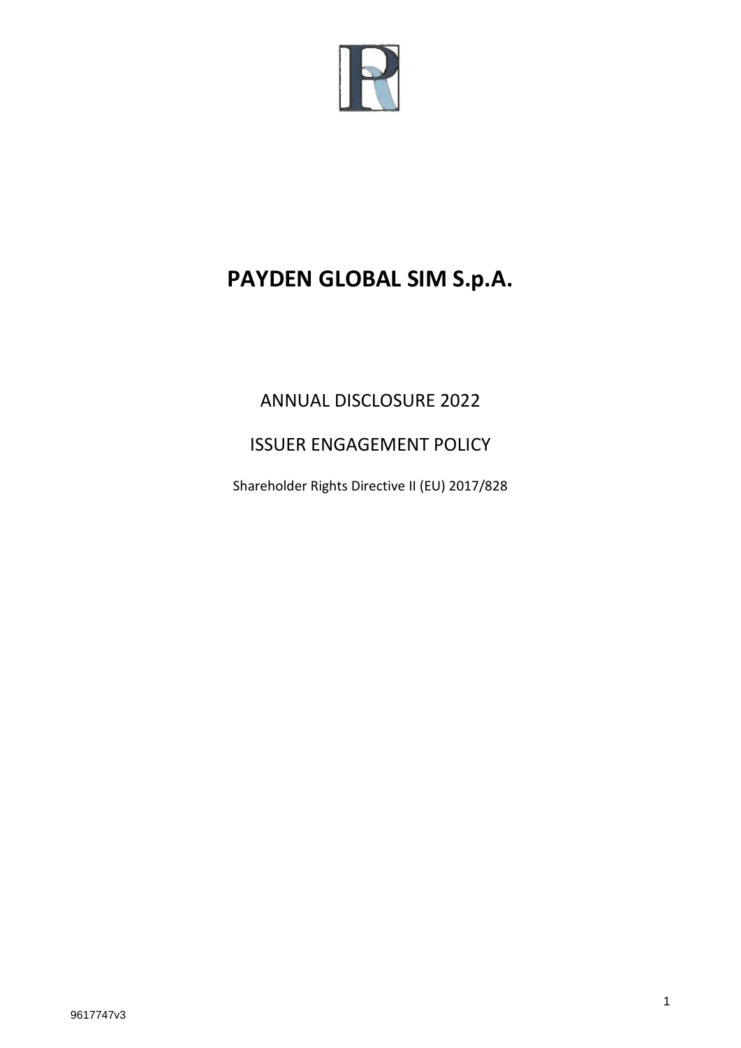# PAYDEN GLOBAL SIM S.p.A.

ANNUAL DISCLOSURE 2022

ISSUER ENGAGEMENT POLICY

Shareholder Rights Directive II (EU) 2017/828

9617747v3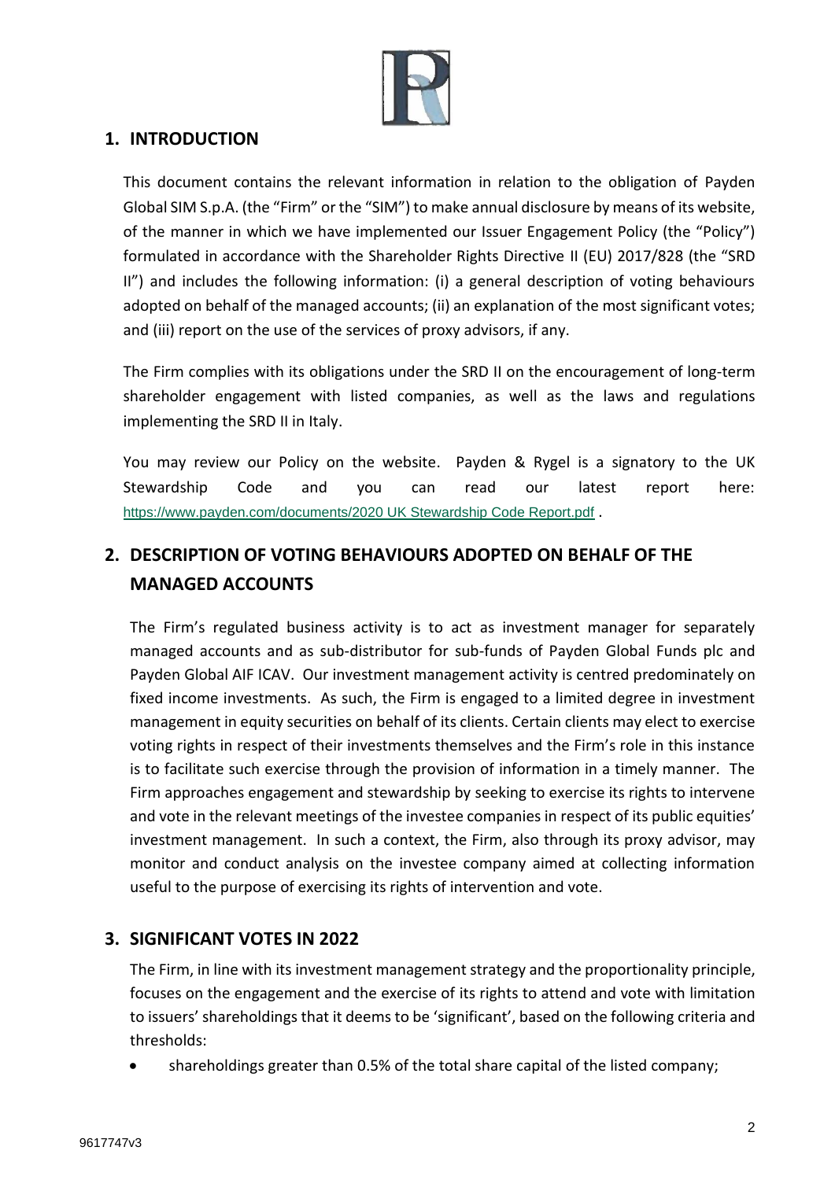## 1. INTRODUCTION

This document contains the relevant information in relation to the obligation of Payden Global SIM S.p.A. (the "Firm" or the "SIM") to make annual disclosure by means of its website, of the manner in which we have implemented our Issuer Engagement Policy (the "Policy") formulated in accordance with the Shareholder Rights Directive II (EU) 2017/828 (the "SRD II") and includes the following information: (i) a general description of voting behaviours adopted on behalf of the managed accounts; (ii) an explanation of the most significant votes; and (iii) report on the use of the services of proxy advisors, if any.

The Firm complies with its obligations under the SRD II on the encouragement of long-term shareholder engagement with listed companies, as well as the laws and regulations implementing the SRD II in Italy.

You may review our Policy on the website. Payden & Rygel is a signatory to the UK Stewardship Code and you can read our latest report here: https://www.payden.com/documents/2020 UK Stewardship Code Report.pdf .

## 2. DESCRIPTION OF VOTING BEHAVIOURS ADOPTED ON BEHALF OF THE MANAGED ACCOUNTS

The Firm's regulated business activity is to act as investment manager for separately managed accounts and as sub-distributor for sub-funds of Payden Global Funds plc and Payden Global AIF ICAV. Our investment management activity is centred predominately on fixed income investments. As such, the Firm is engaged to a limited degree in investment management in equity securities on behalf of its clients. Certain clients may elect to exercise voting rights in respect of their investments themselves and the Firm's role in this instance is to facilitate such exercise through the provision of information in a timely manner. The Firm approaches engagement and stewardship by seeking to exercise its rights to intervene and vote in the relevant meetings of the investee companies in respect of its public equities' investment management. In such a context, the Firm, also through its proxy advisor, may monitor and conduct analysis on the investee company aimed at collecting information useful to the purpose of exercising its rights of intervention and vote.

## 3. SIGNIFICANT VOTES IN 2022

The Firm, in line with its investment management strategy and the proportionality principle, focuses on the engagement and the exercise of its rights to attend and vote with limitation to issuers' shareholdings that it deems to be 'significant', based on the following criteria and thresholds:

- shareholdings greater than 0.5% of the total share capital of the listed company;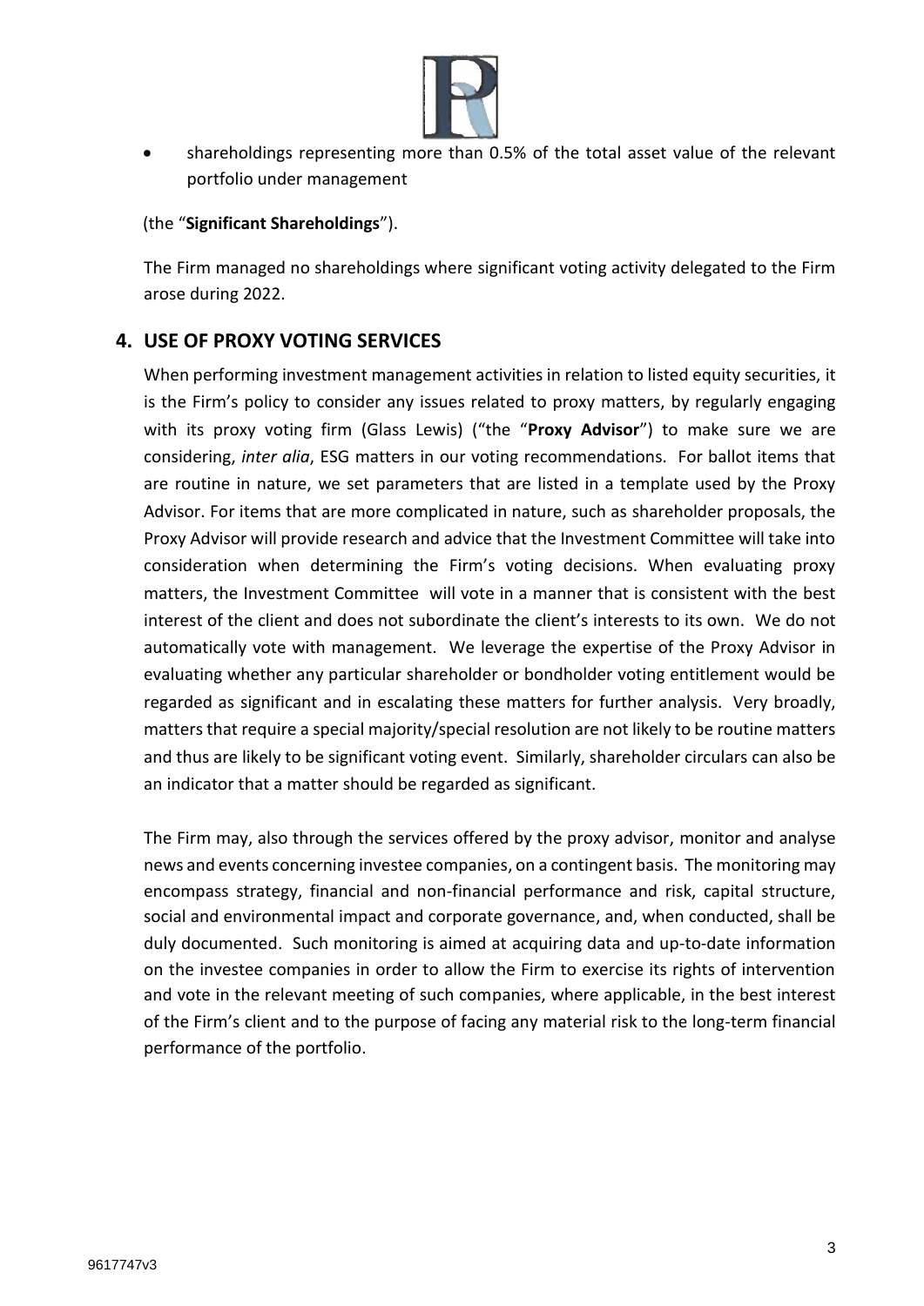- shareholdings representing more than 0.5% of the total asset value of the relevant portfolio under management

(the "**Significant Shareholdings**").

The Firm managed no shareholdings where significant voting activity delegated to the Firm arose during 2022.

## 4. USE OF PROXY VOTING SERVICES

When performing investment management activities in relation to listed equity securities, it is the Firm's policy to consider any issues related to proxy matters, by regularly engaging with its proxy voting firm (Glass Lewis) ("the "**Proxy Advisor**") to make sure we are considering, *inter alia*, ESG matters in our voting recommendations. For ballot items that are routine in nature, we set parameters that are listed in a template used by the Proxy Advisor. For items that are more complicated in nature, such as shareholder proposals, the Proxy Advisor will provide research and advice that the Investment Committee will take into consideration when determining the Firm's voting decisions. When evaluating proxy matters, the Investment Committee will vote in a manner that is consistent with the best interest of the client and does not subordinate the client's interests to its own. We do not automatically vote with management. We leverage the expertise of the Proxy Advisor in evaluating whether any particular shareholder or bondholder voting entitlement would be regarded as significant and in escalating these matters for further analysis. Very broadly, matters that require a special majority/special resolution are not likely to be routine matters and thus are likely to be significant voting event. Similarly, shareholder circulars can also be an indicator that a matter should be regarded as significant.

The Firm may, also through the services offered by the proxy advisor, monitor and analyse news and events concerning investee companies, on a contingent basis. The monitoring may encompass strategy, financial and non-financial performance and risk, capital structure, social and environmental impact and corporate governance, and, when conducted, shall be duly documented. Such monitoring is aimed at acquiring data and up-to-date information on the investee companies in order to allow the Firm to exercise its rights of intervention and vote in the relevant meeting of such companies, where applicable, in the best interest of the Firm's client and to the purpose of facing any material risk to the long-term financial performance of the portfolio.